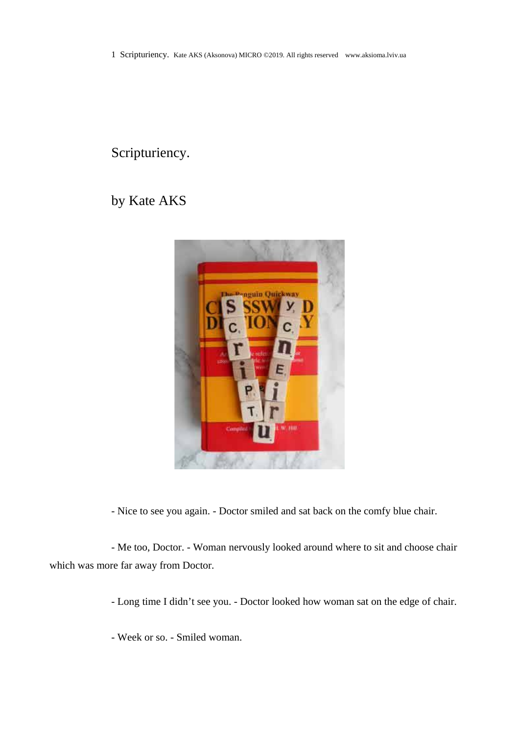# Scripturiency.

## by Kate AKS

- Nice to see you again. - Doctor smiled and sat back on the comfy blue chair.

- Me too, Doctor. - Woman nervously looked around where to sit and choose chair which was more far away from Doctor.

- Long time I didn't see you. - Doctor looked how woman sat on the edge of chair.

- Week or so. - Smiled woman.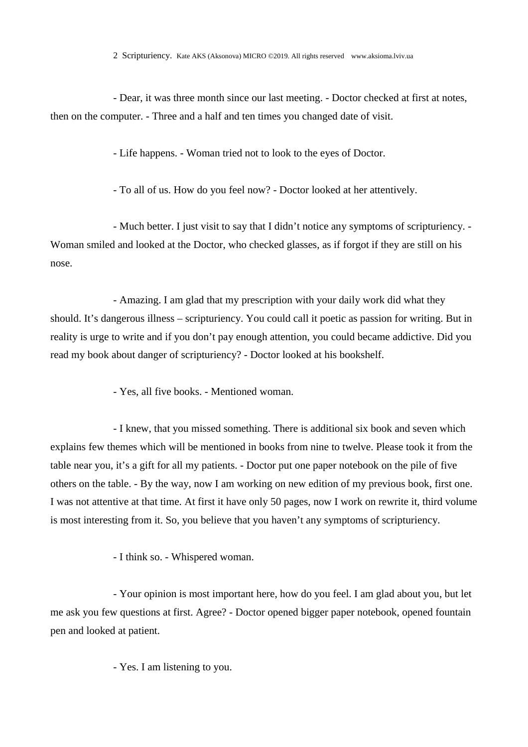- Dear, it was three month since our last meeting. - Doctor checked at first at notes, then on the computer. - Three and a half and ten times you changed date of visit.

- Life happens. - Woman tried not to look to the eyes of Doctor.

- To all of us. How do you feel now? - Doctor looked at her attentively.

- Much better. I just visit to say that I didn't notice any symptoms of scripturiency. - Woman smiled and looked at the Doctor, who checked glasses, as if forgot if they are still on his nose.

- Amazing. I am glad that my prescription with your daily work did what they should. It's dangerous illness – scripturiency. You could call it poetic as passion for writing. But in reality is urge to write and if you don't pay enough attention, you could became addictive. Did you read my book about danger of scripturiency? - Doctor looked at his bookshelf.

- Yes, all five books. - Mentioned woman.

- I knew, that you missed something. There is additional six book and seven which explains few themes which will be mentioned in books from nine to twelve. Please took it from the table near you, it's a gift for all my patients. - Doctor put one paper notebook on the pile of five others on the table. - By the way, now I am working on new edition of my previous book, first one. I was not attentive at that time. At first it have only 50 pages, now I work on rewrite it, third volume is most interesting from it. So, you believe that you haven't any symptoms of scripturiency.

- I think so. - Whispered woman.

- Your opinion is most important here, how do you feel. I am glad about you, but let me ask you few questions at first. Agree? - Doctor opened bigger paper notebook, opened fountain pen and looked at patient.

- Yes. I am listening to you.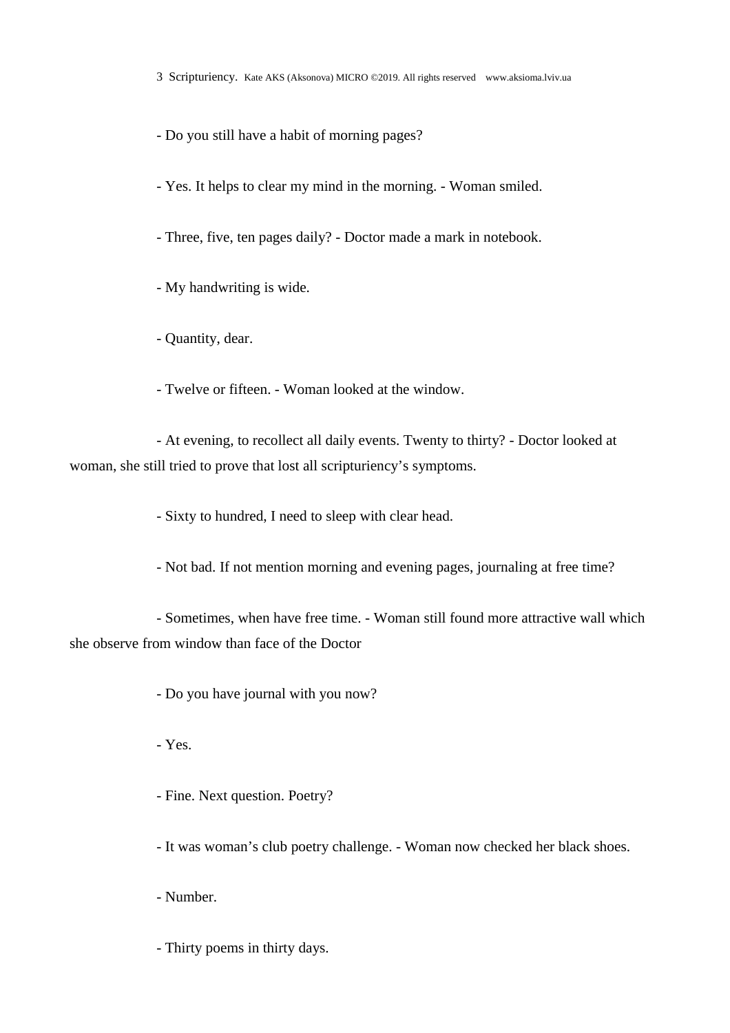- Do you still have a habit of morning pages?

- Yes. It helps to clear my mind in the morning. - Woman smiled.

- Three, five, ten pages daily? - Doctor made a mark in notebook.

- My handwriting is wide.

- Quantity, dear.

- Twelve or fifteen. - Woman looked at the window.

- At evening, to recollect all daily events. Twenty to thirty? - Doctor looked at woman, she still tried to prove that lost all scripturiency's symptoms.

- Sixty to hundred, I need to sleep with clear head.

- Not bad. If not mention morning and evening pages, journaling at free time?

- Sometimes, when have free time. - Woman still found more attractive wall which she observe from window than face of the Doctor

- Do you have journal with you now?

- Yes.

- Fine. Next question. Poetry?

- It was woman's club poetry challenge. - Woman now checked her black shoes.

- Number.

- Thirty poems in thirty days.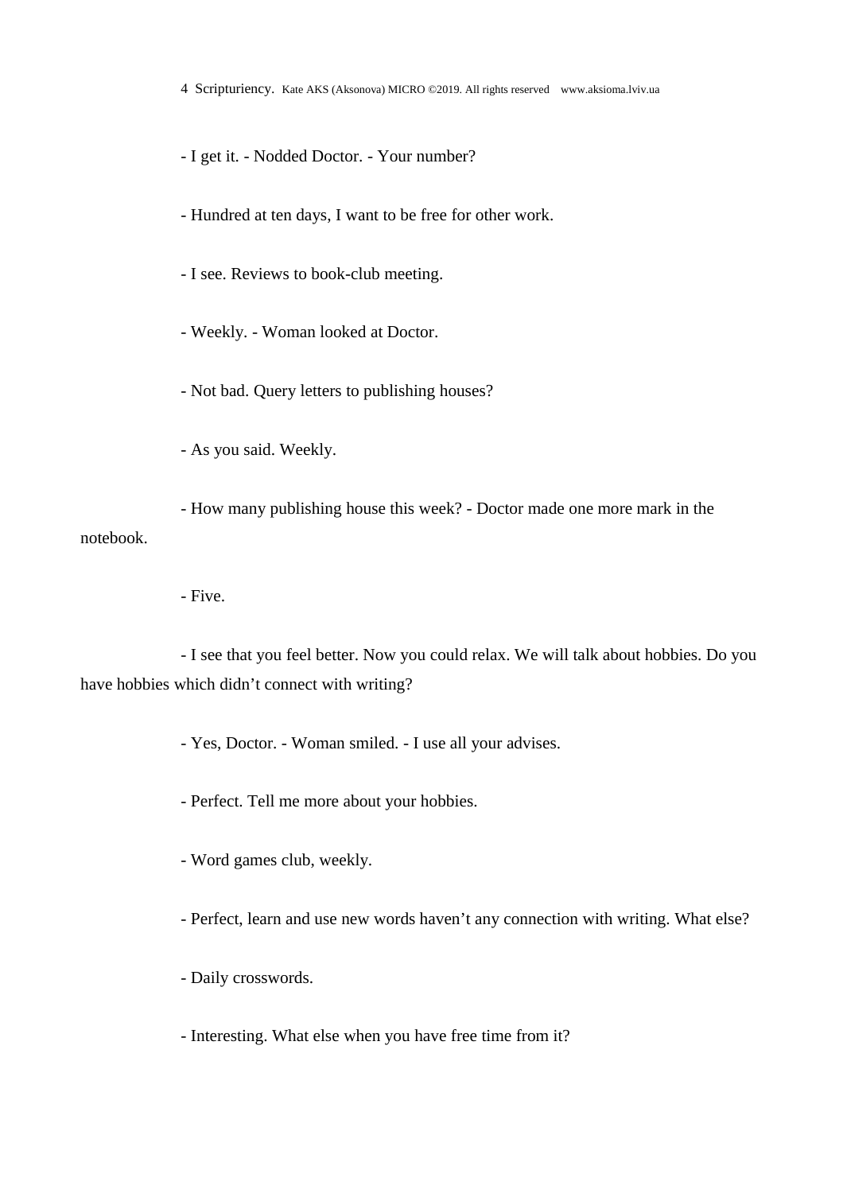- I get it. - Nodded Doctor. - Your number?

- Hundred at ten days, I want to be free for other work.

- I see. Reviews to book-club meeting.

- Weekly. - Woman looked at Doctor.

- Not bad. Query letters to publishing houses?

- As you said. Weekly.

- How many publishing house this week? - Doctor made one more mark in the notebook.

- Five.

- I see that you feel better. Now you could relax. We will talk about hobbies. Do you have hobbies which didn't connect with writing?

- Yes, Doctor. - Woman smiled. - I use all your advises.

- Perfect. Tell me more about your hobbies.

- Word games club, weekly.

- Perfect, learn and use new words haven't any connection with writing. What else?

- Daily crosswords.

- Interesting. What else when you have free time from it?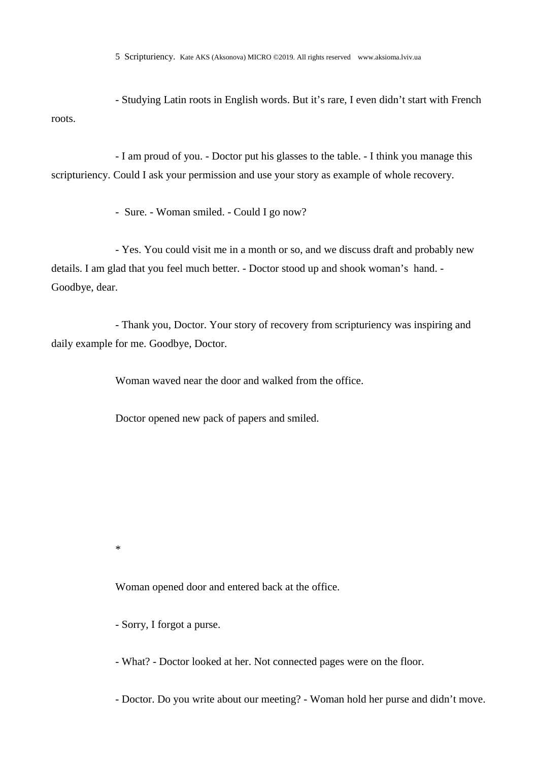- Studying Latin roots in English words. But it's rare, I even didn't start with French roots.

- I am proud of you. - Doctor put his glasses to the table. - I think you manage this scripturiency. Could I ask your permission and use your story as example of whole recovery.

- Sure. - Woman smiled. - Could I go now?

- Yes. You could visit me in a month or so, and we discuss draft and probably new details. I am glad that you feel much better. - Doctor stood up and shook woman's hand. - Goodbye, dear.

- Thank you, Doctor. Your story of recovery from scripturiency was inspiring and daily example for me. Goodbye, Doctor.

Woman waved near the door and walked from the office.

Doctor opened new pack of papers and smiled.

*

Woman opened door and entered back at the office.

- Sorry, I forgot a purse.

- What? - Doctor looked at her. Not connected pages were on the floor.

- Doctor. Do you write about our meeting? - Woman hold her purse and didn't move.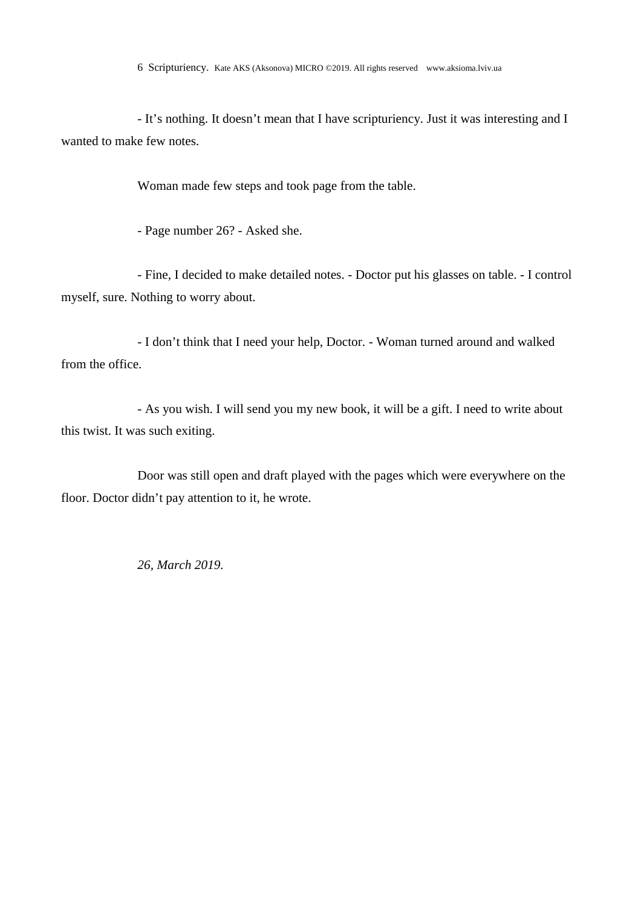- It’s nothing. It doesn’t mean that I have scripturiency. Just it was interesting and I wanted to make few notes.

Woman made few steps and took page from the table.

- Page number 26? - Asked she.

- Fine, I decided to make detailed notes. - Doctor put his glasses on table. - I control myself, sure. Nothing to worry about.

- I don’t think that I need your help, Doctor. - Woman turned around and walked from the office.

- As you wish. I will send you my new book, it will be a gift. I need to write about this twist. It was such exiting.

Door was still open and draft played with the pages which were everywhere on the floor. Doctor didn’t pay attention to it, he wrote.

*26, March 2019.*